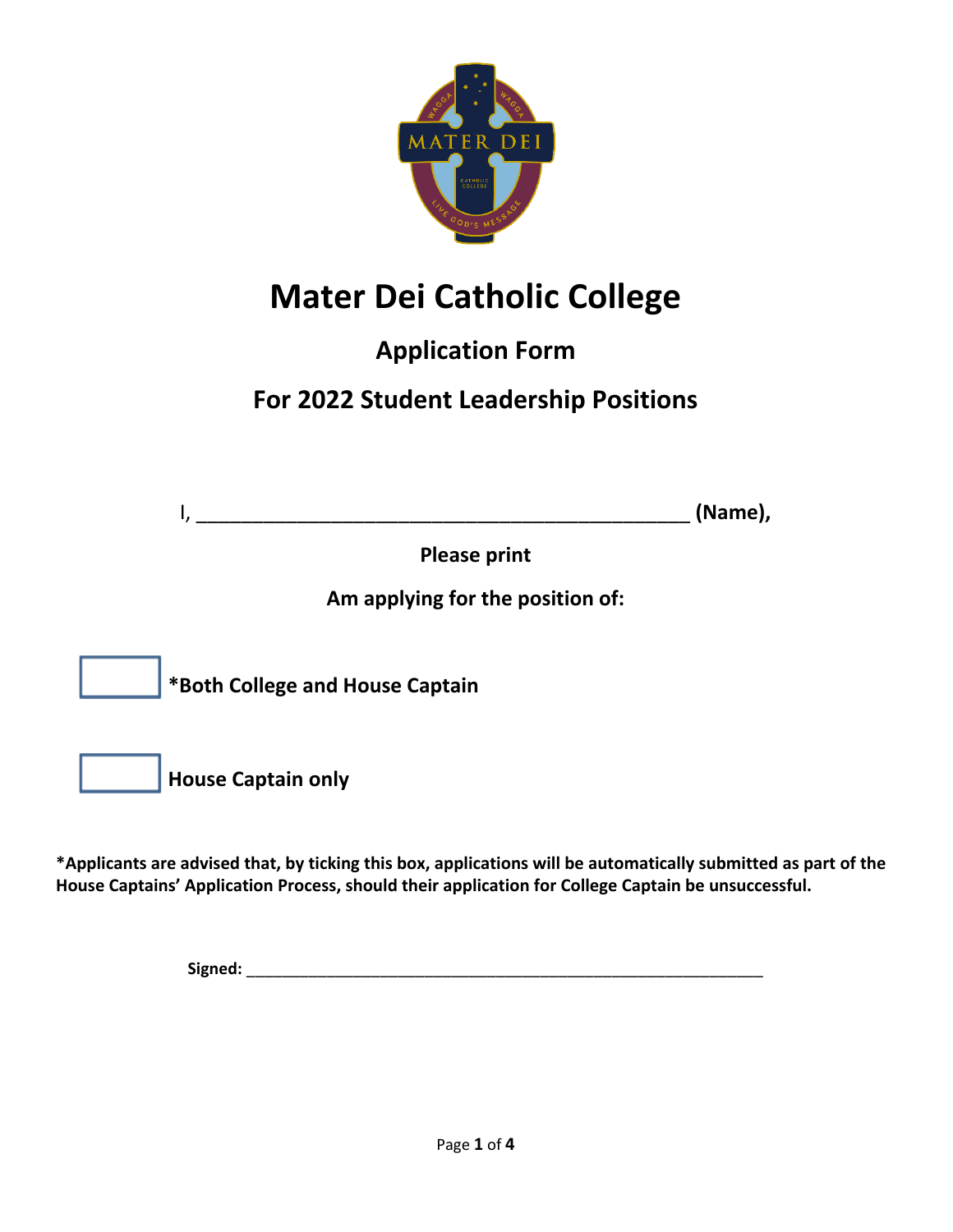# Mater Dei Catholic College

## Application Form

## For 2022 Student Leadership Positions

I, ______________________________________________ **(Name),**

**Please print**

**Am applying for the position of:**

☐ ***Both College and House Captain**

☐ **House Captain only**

***Applicants are advised that, by ticking this box, applications will be automatically submitted as part of the House Captains' Application Process, should their application for College Captain be unsuccessful.**

**Signed:** ___________________________________________________________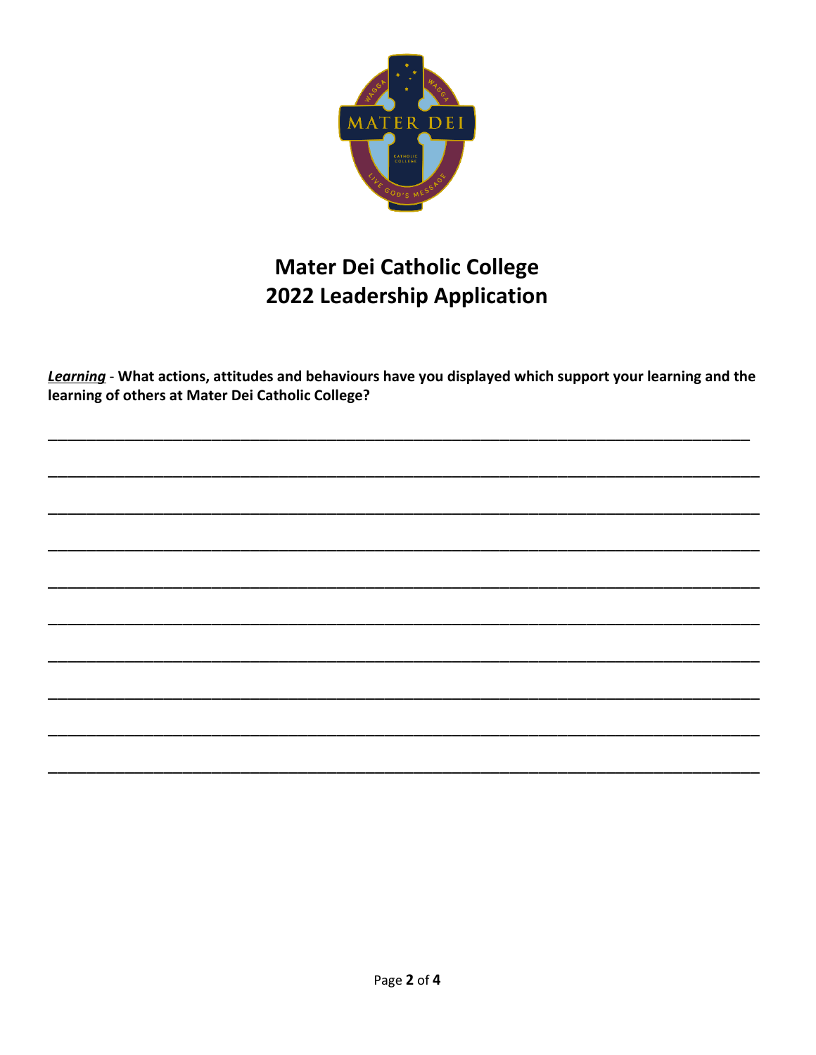# Mater Dei Catholic College
# 2022 Leadership Application

***Learning*** - **What actions, attitudes and behaviours have you displayed which support your learning and the learning of others at Mater Dei Catholic College?**

\_\_\_\_\_\_\_\_\_\_\_\_\_\_\_\_\_\_\_\_\_\_\_\_\_\_\_\_\_\_\_\_\_\_\_\_\_\_\_\_\_\_\_\_\_\_\_\_\_\_\_\_\_\_\_\_\_\_\_\_\_\_\_\_\_\_\_\_\_\_\_\_\_\_\_\_\_\_

\_\_\_\_\_\_\_\_\_\_\_\_\_\_\_\_\_\_\_\_\_\_\_\_\_\_\_\_\_\_\_\_\_\_\_\_\_\_\_\_\_\_\_\_\_\_\_\_\_\_\_\_\_\_\_\_\_\_\_\_\_\_\_\_\_\_\_\_\_\_\_\_\_\_\_\_\_\_

\_\_\_\_\_\_\_\_\_\_\_\_\_\_\_\_\_\_\_\_\_\_\_\_\_\_\_\_\_\_\_\_\_\_\_\_\_\_\_\_\_\_\_\_\_\_\_\_\_\_\_\_\_\_\_\_\_\_\_\_\_\_\_\_\_\_\_\_\_\_\_\_\_\_\_\_\_\_

\_\_\_\_\_\_\_\_\_\_\_\_\_\_\_\_\_\_\_\_\_\_\_\_\_\_\_\_\_\_\_\_\_\_\_\_\_\_\_\_\_\_\_\_\_\_\_\_\_\_\_\_\_\_\_\_\_\_\_\_\_\_\_\_\_\_\_\_\_\_\_\_\_\_\_\_\_\_

\_\_\_\_\_\_\_\_\_\_\_\_\_\_\_\_\_\_\_\_\_\_\_\_\_\_\_\_\_\_\_\_\_\_\_\_\_\_\_\_\_\_\_\_\_\_\_\_\_\_\_\_\_\_\_\_\_\_\_\_\_\_\_\_\_\_\_\_\_\_\_\_\_\_\_\_\_\_

\_\_\_\_\_\_\_\_\_\_\_\_\_\_\_\_\_\_\_\_\_\_\_\_\_\_\_\_\_\_\_\_\_\_\_\_\_\_\_\_\_\_\_\_\_\_\_\_\_\_\_\_\_\_\_\_\_\_\_\_\_\_\_\_\_\_\_\_\_\_\_\_\_\_\_\_\_\_

\_\_\_\_\_\_\_\_\_\_\_\_\_\_\_\_\_\_\_\_\_\_\_\_\_\_\_\_\_\_\_\_\_\_\_\_\_\_\_\_\_\_\_\_\_\_\_\_\_\_\_\_\_\_\_\_\_\_\_\_\_\_\_\_\_\_\_\_\_\_\_\_\_\_\_\_\_\_

\_\_\_\_\_\_\_\_\_\_\_\_\_\_\_\_\_\_\_\_\_\_\_\_\_\_\_\_\_\_\_\_\_\_\_\_\_\_\_\_\_\_\_\_\_\_\_\_\_\_\_\_\_\_\_\_\_\_\_\_\_\_\_\_\_\_\_\_\_\_\_\_\_\_\_\_\_\_

\_\_\_\_\_\_\_\_\_\_\_\_\_\_\_\_\_\_\_\_\_\_\_\_\_\_\_\_\_\_\_\_\_\_\_\_\_\_\_\_\_\_\_\_\_\_\_\_\_\_\_\_\_\_\_\_\_\_\_\_\_\_\_\_\_\_\_\_\_\_\_\_\_\_\_\_\_\_

\_\_\_\_\_\_\_\_\_\_\_\_\_\_\_\_\_\_\_\_\_\_\_\_\_\_\_\_\_\_\_\_\_\_\_\_\_\_\_\_\_\_\_\_\_\_\_\_\_\_\_\_\_\_\_\_\_\_\_\_\_\_\_\_\_\_\_\_\_\_\_\_\_\_\_\_\_\_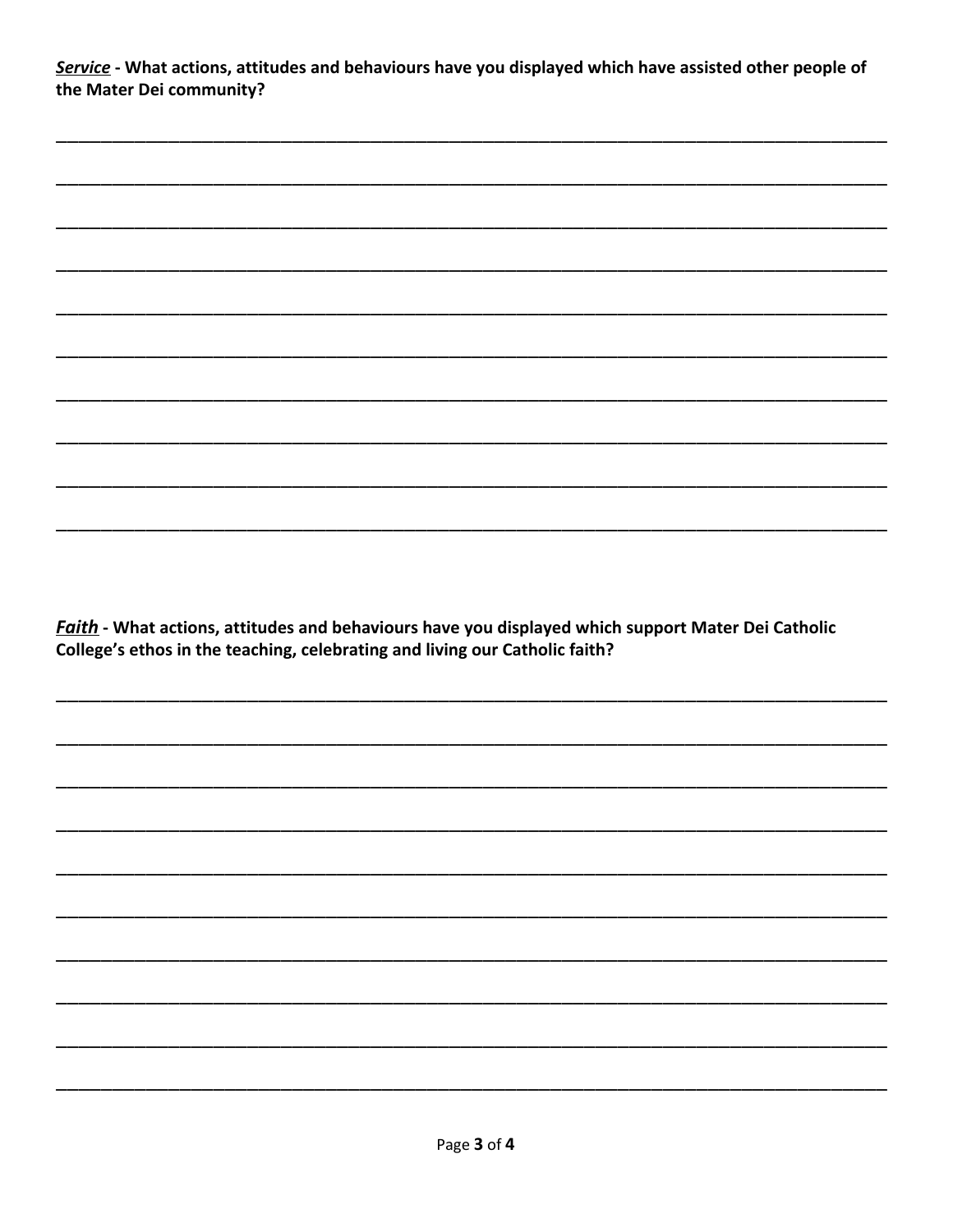***Service*** **- What actions, attitudes and behaviours have you displayed which have assisted other people of the Mater Dei community?**

___________________________________________________________________________

___________________________________________________________________________

___________________________________________________________________________

___________________________________________________________________________

___________________________________________________________________________

___________________________________________________________________________

___________________________________________________________________________

___________________________________________________________________________

___________________________________________________________________________

___________________________________________________________________________

***Faith*** **- What actions, attitudes and behaviours have you displayed which support Mater Dei Catholic College's ethos in the teaching, celebrating and living our Catholic faith?**

___________________________________________________________________________

___________________________________________________________________________

___________________________________________________________________________

___________________________________________________________________________

___________________________________________________________________________

___________________________________________________________________________

___________________________________________________________________________

___________________________________________________________________________

___________________________________________________________________________

___________________________________________________________________________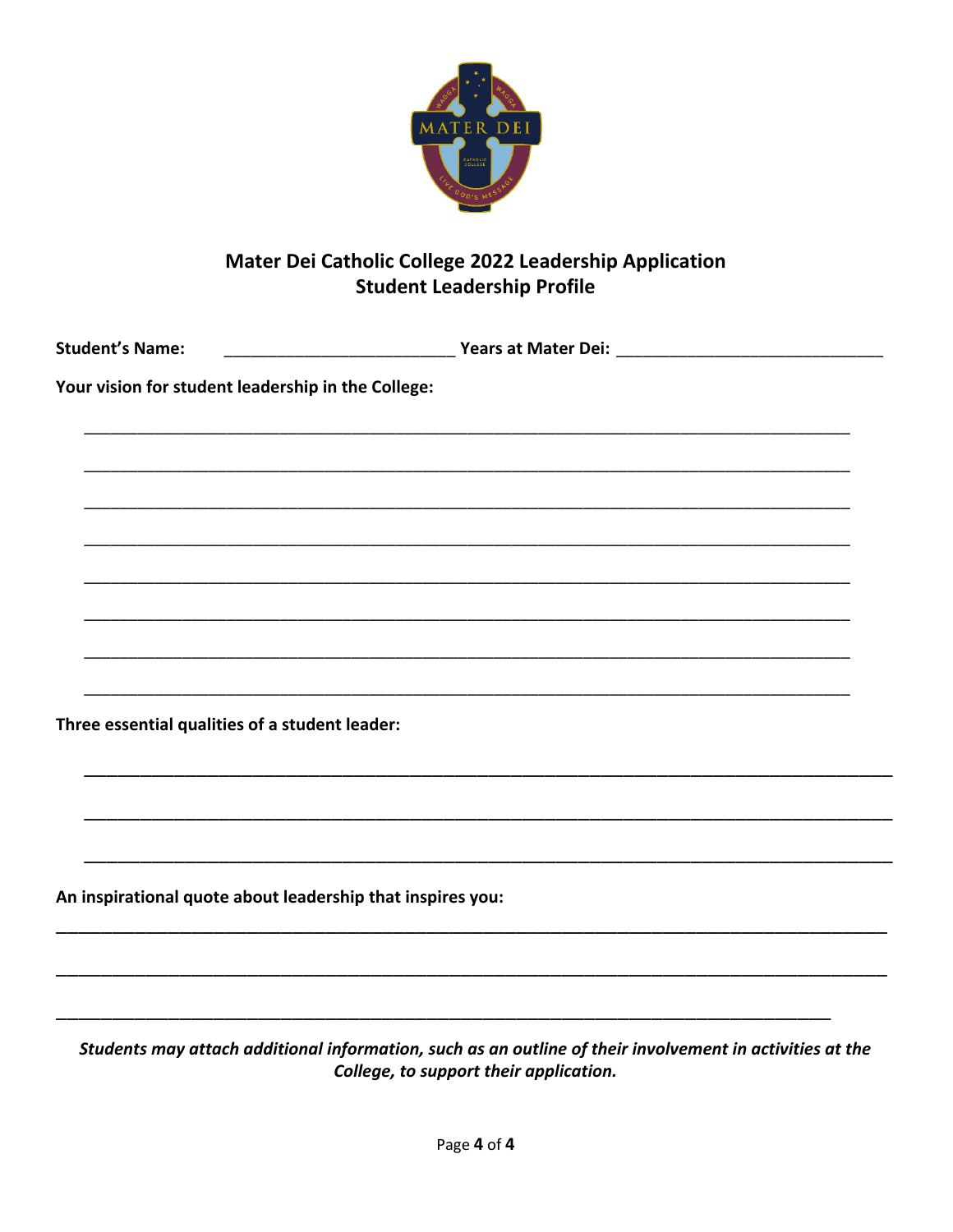## Mater Dei Catholic College 2022 Leadership Application
## Student Leadership Profile

**Student's Name:** ________________________ **Years at Mater Dei:** ____________________________

**Your vision for student leadership in the College:**

________________________________________________________________________________

________________________________________________________________________________

________________________________________________________________________________

________________________________________________________________________________

________________________________________________________________________________

________________________________________________________________________________

________________________________________________________________________________

________________________________________________________________________________

**Three essential qualities of a student leader:**

________________________________________________________________________________

________________________________________________________________________________

________________________________________________________________________________

**An inspirational quote about leadership that inspires you:**

________________________________________________________________________________

________________________________________________________________________________

________________________________________________________________________________

***Students may attach additional information, such as an outline of their involvement in activities at the College, to support their application.***